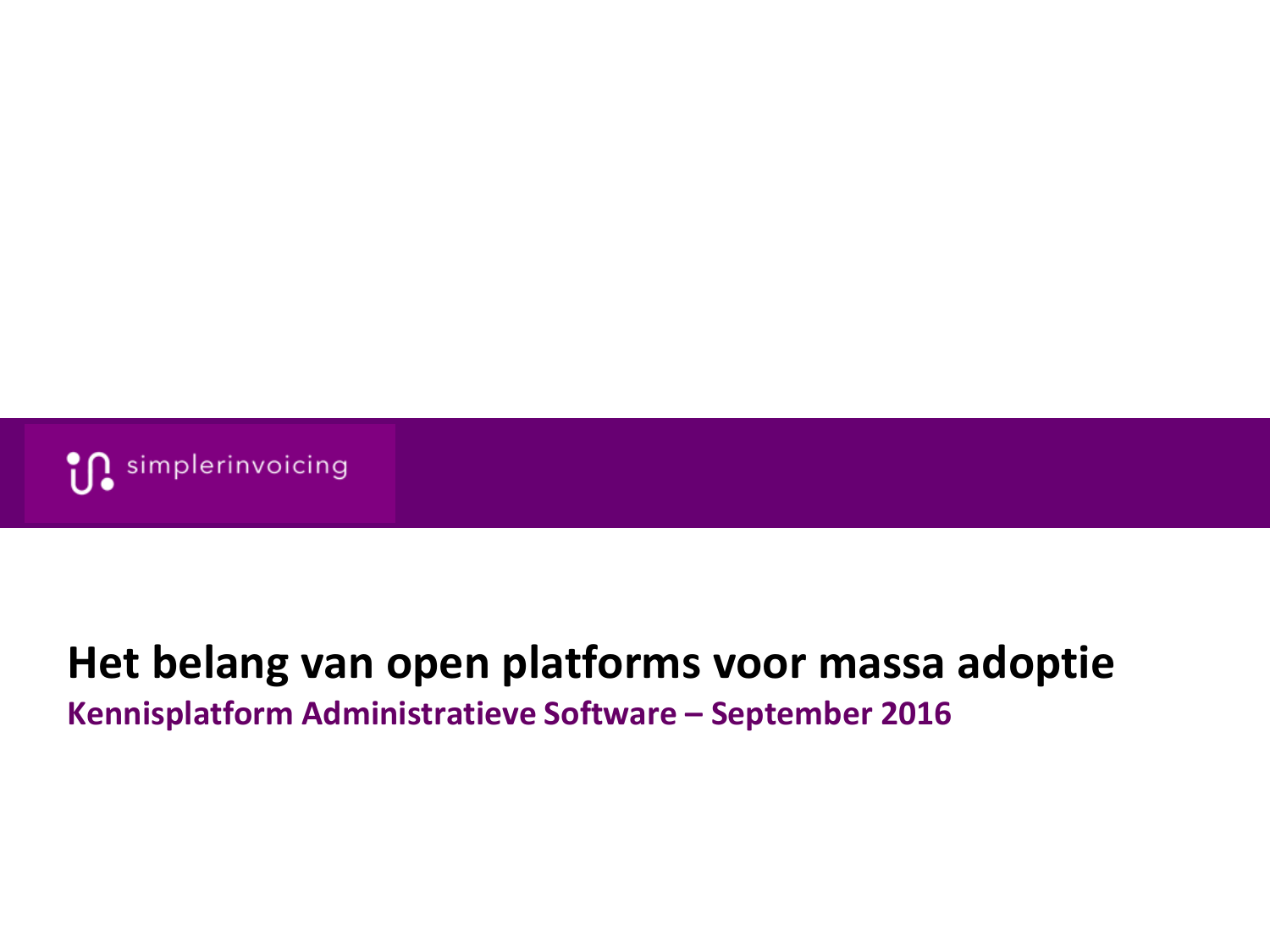simplerinvoicing

# Het belang van open platforms voor massa adoptie

**Kennisplatform Administratieve Software – September 2016**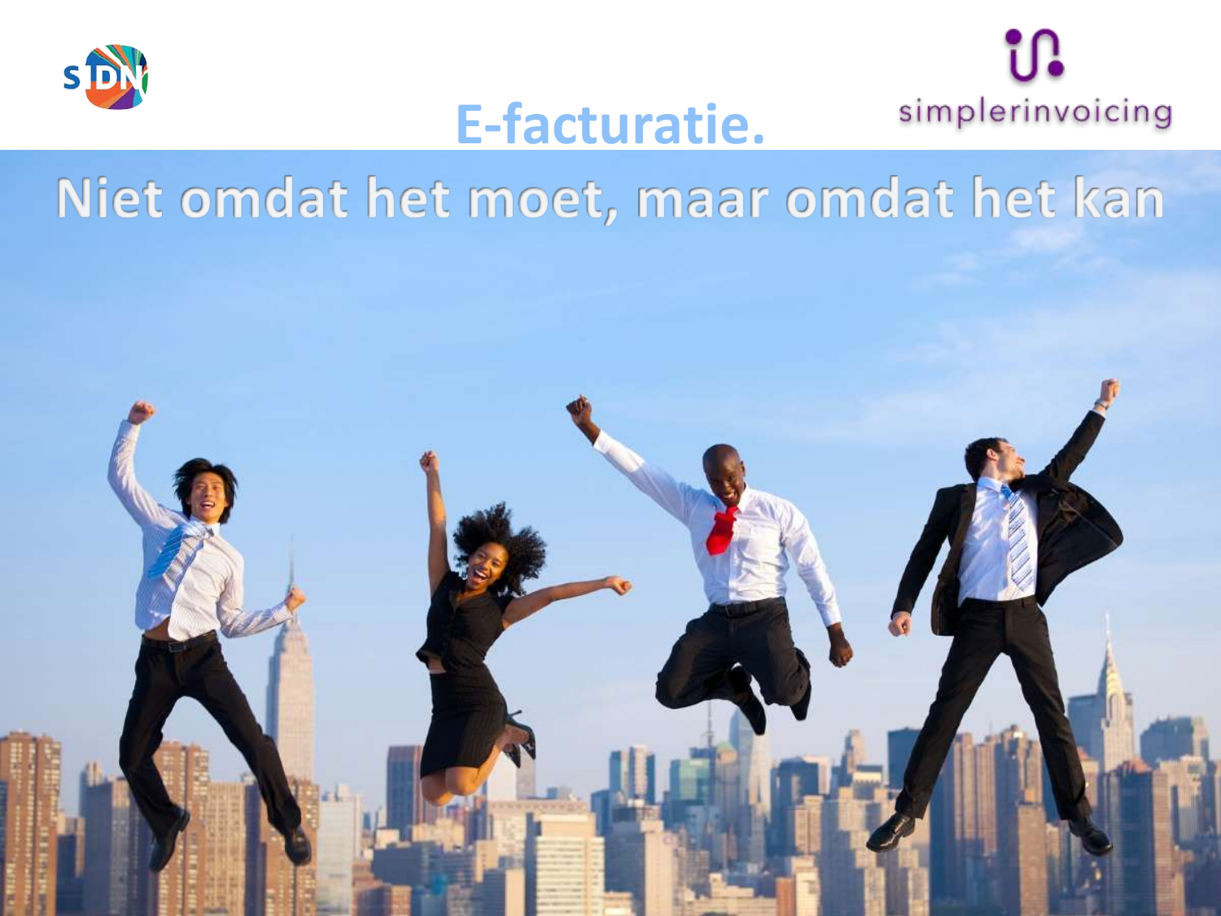# E-facturatie.

## Niet omdat het moet, maar omdat het kan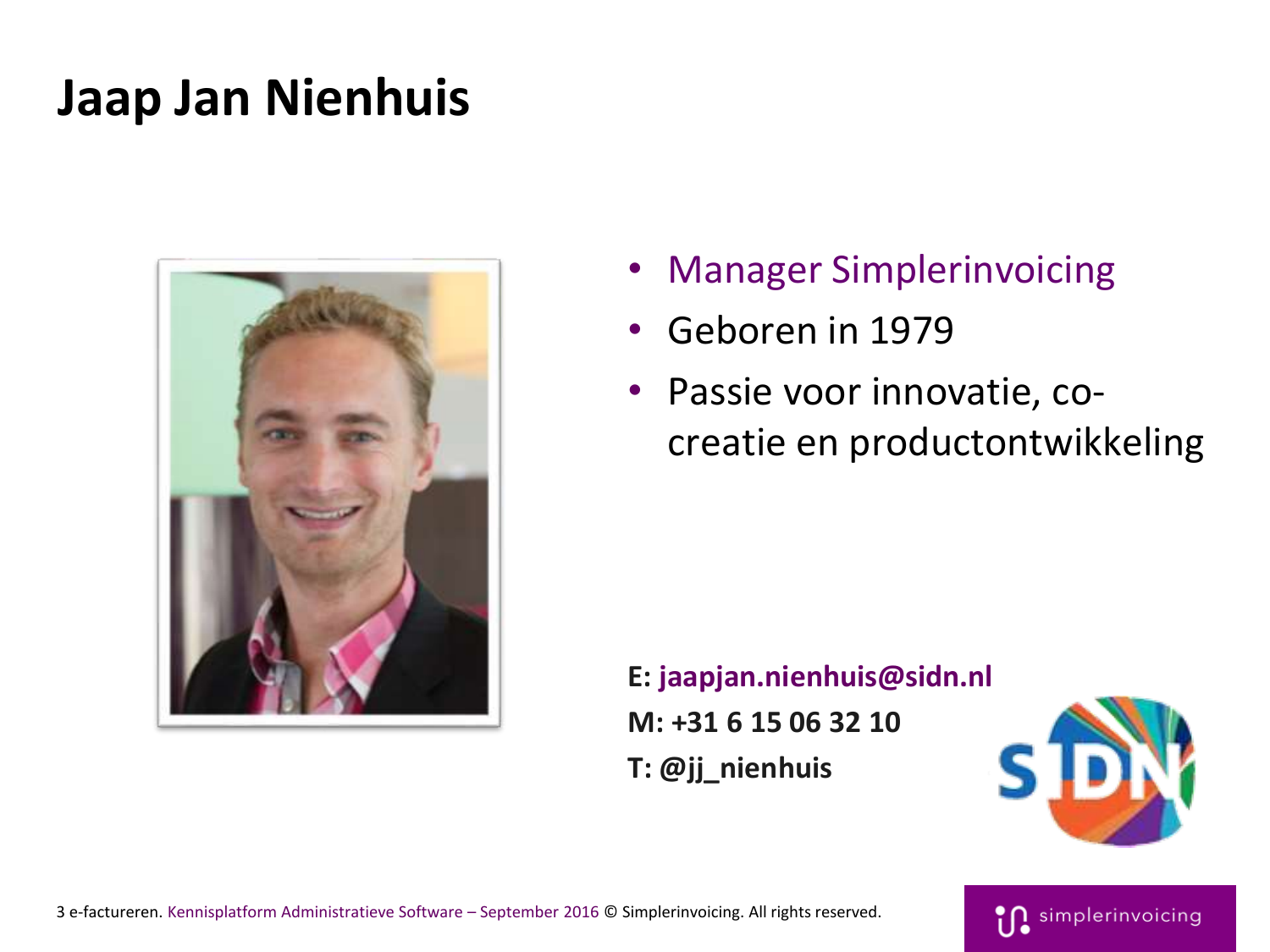# Jaap Jan Nienhuis

- Manager Simplerinvoicing
- Geboren in 1979
- Passie voor innovatie, co-creatie en productontwikkeling

**E: jaapjan.nienhuis@sidn.nl**
**M: +31 6 15 06 32 10**
**T: @jj_nienhuis**

e-factureren. Kennisplatform Administratieve Software – September 2016 © Simplerinvoicing. All rights reserved.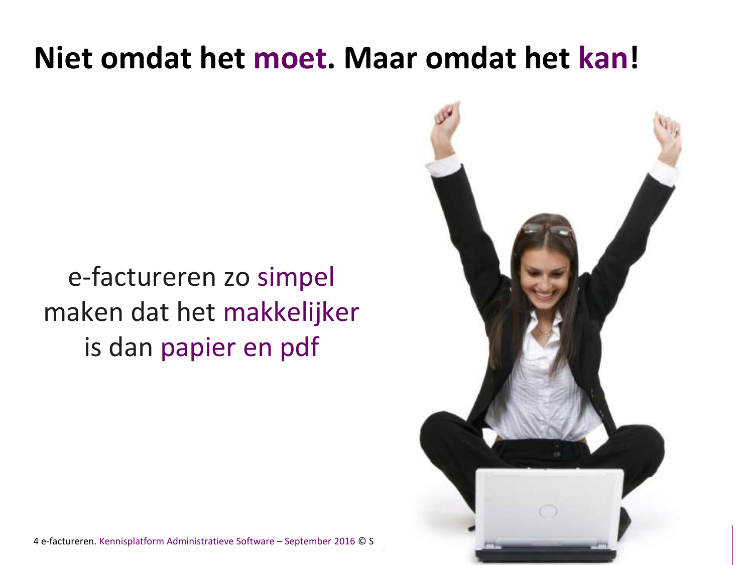# Niet omdat het moet. Maar omdat het kan!

e-factureren zo simpel maken dat het makkelijker is dan papier en pdf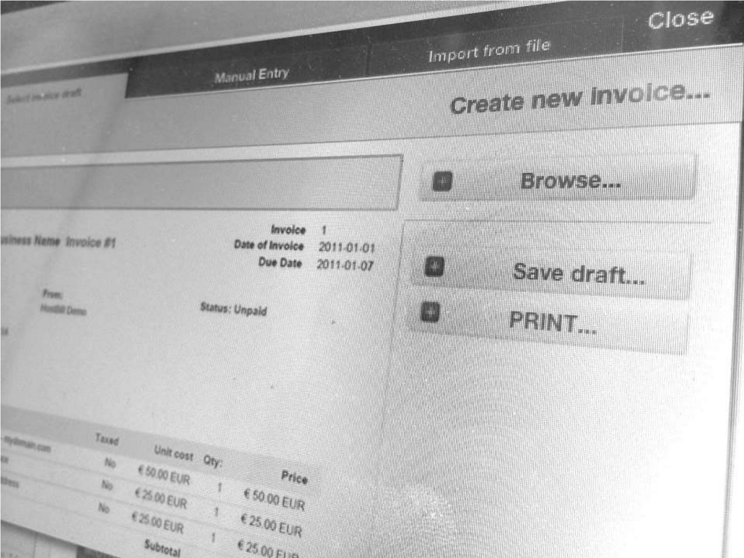Select invoice draft

Manual Entry

Import from file

Close

# Create new invoice...

Browse...

Save draft...

PRINT...

usiness Name Invoice #1

**Invoice** 1

**Date of Invoice** 2011-01-01

**Due Date** 2011-01-07

From:

HostBill Demo

Status: Unpaid

| | Taxed | Unit cost | Qty | Price |
|---|---|---|---|---|
| - mydomain.com | | | | |
| | No | € 50.00 EUR | 1 | € 50.00 EUR |
| | No | € 25.00 EUR | 1 | € 25.00 EUR |
| | No | € 25.00 EUR | 1 | € 25.00 EUR |
| | | Subtotal | | |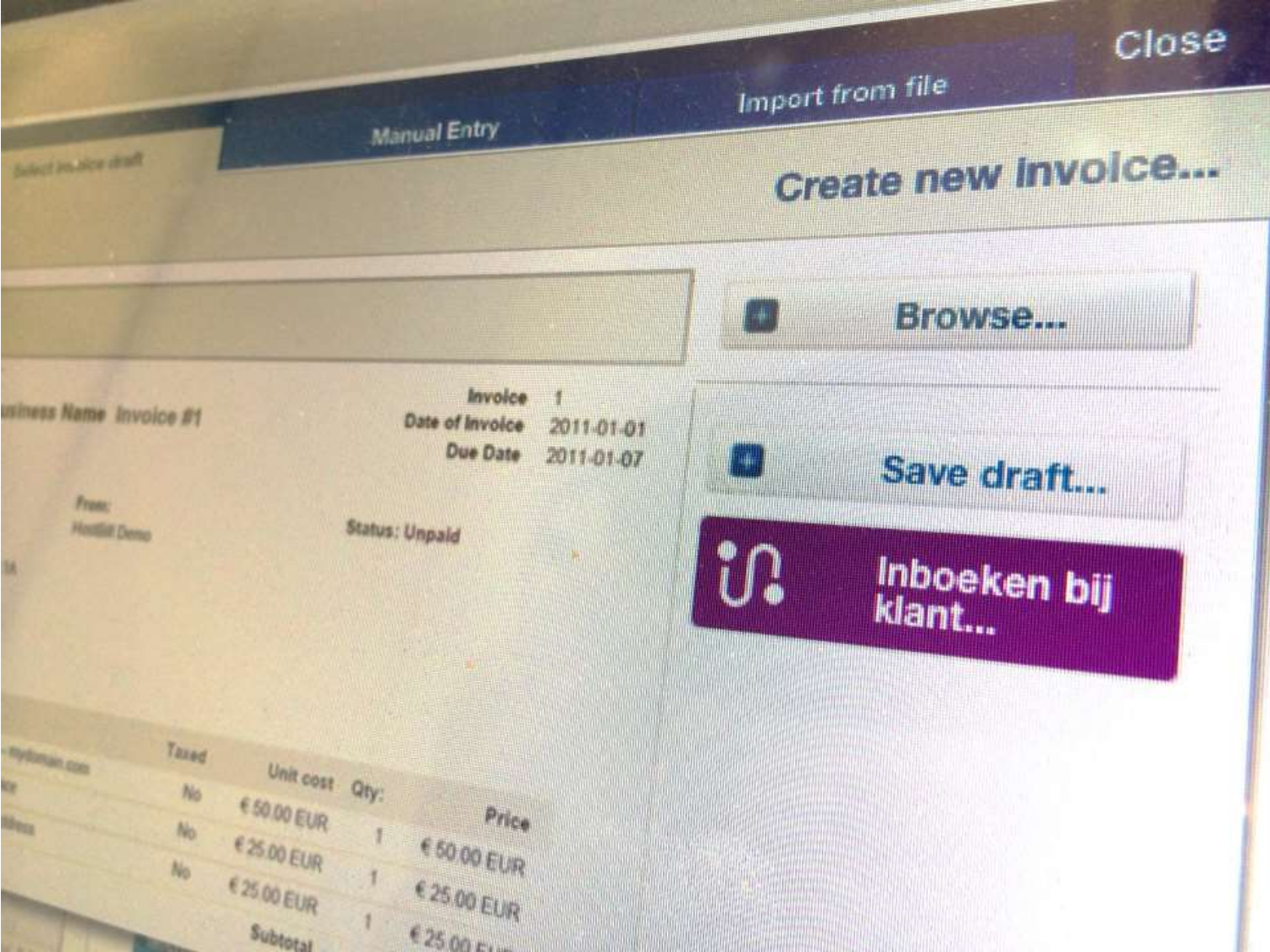Close

Import from file

Manual Entry

Select invoice draft

Create new invoice...

Browse...

Save draft...

Inboeken bij klant...

usiness Name Invoice #1

Invoice 1
Date of Invoice 2011-01-01
Due Date 2011-01-07

From:
HostBill Demo

Status: Unpaid

| | Taxed | Unit cost | Qty: | Price |
|---|---|---|---|---|
| - mydomain.com | | | | |
| ice | No | € 50.00 EUR | 1 | € 50.00 EUR |
| ldress | No | € 25.00 EUR | 1 | € 25.00 EUR |
| | No | € 25.00 EUR | 1 | € 25.00 EUR |
| | | Subtotal | | |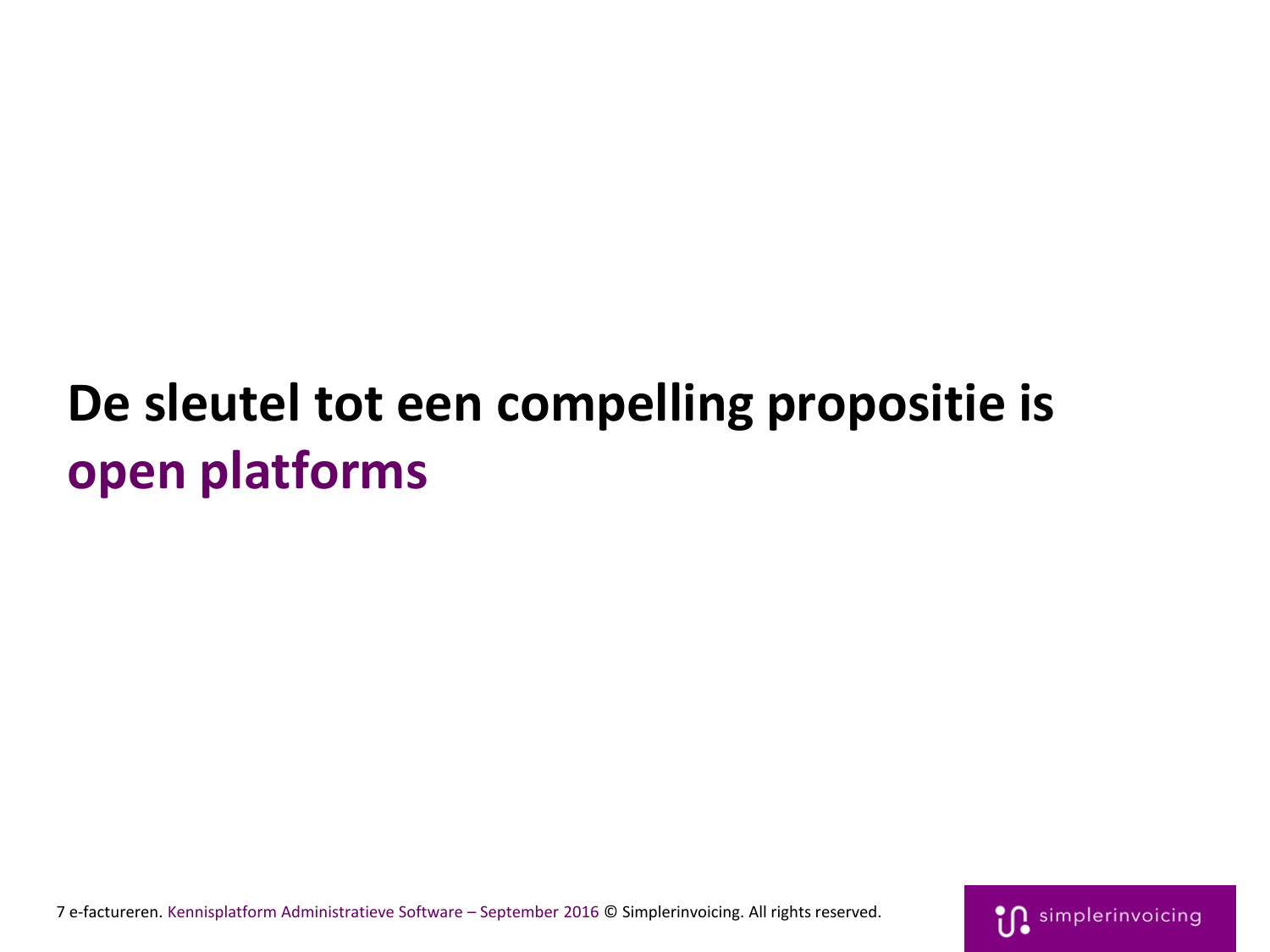# De sleutel tot een compelling propositie is **open platforms**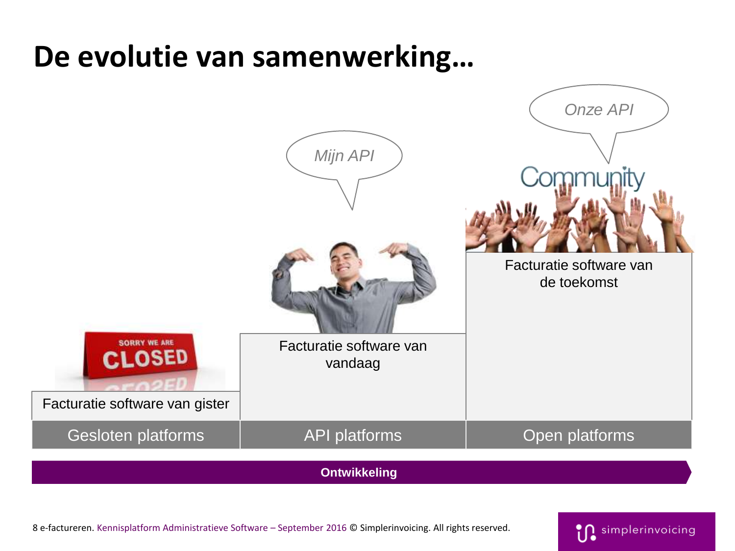# De evolutie van samenwerking…

*Mijn API*

*Onze API*

Community

| Gesloten platforms | API platforms | Open platforms |
| --- | --- | --- |
| Facturatie software van gister | Facturatie software van vandaag | Facturatie software van de toekomst |

**Ontwikkeling**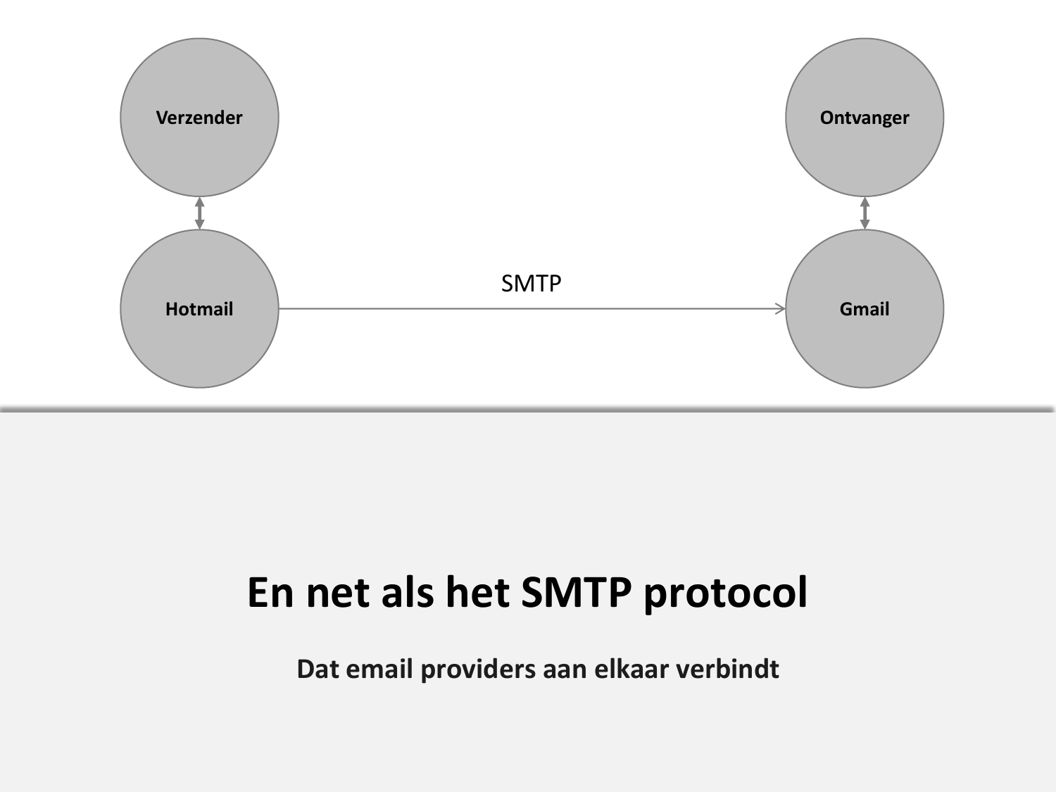Verzender

Ontvanger

Hotmail

SMTP

Gmail

# En net als het SMTP protocol

**Dat email providers aan elkaar verbindt**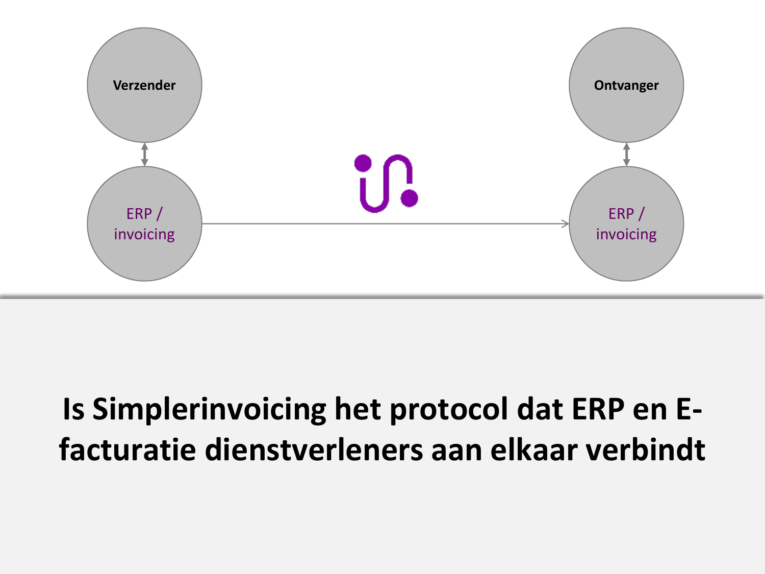Verzender

ERP / invoicing

Ontvanger

ERP / invoicing

**Is Simplerinvoicing het protocol dat ERP en E-facturatie dienstverleners aan elkaar verbindt**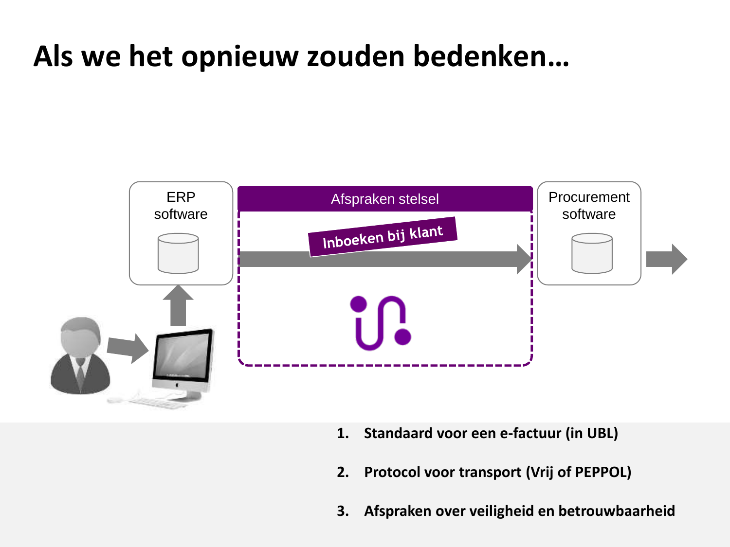# Als we het opnieuw zouden bedenken…

ERP software

Afspraken stelsel

Inboeken bij klant

Procurement software

1. **Standaard voor een e-factuur (in UBL)**
2. **Protocol voor transport (Vrij of PEPPOL)**
3. **Afspraken over veiligheid en betrouwbaarheid**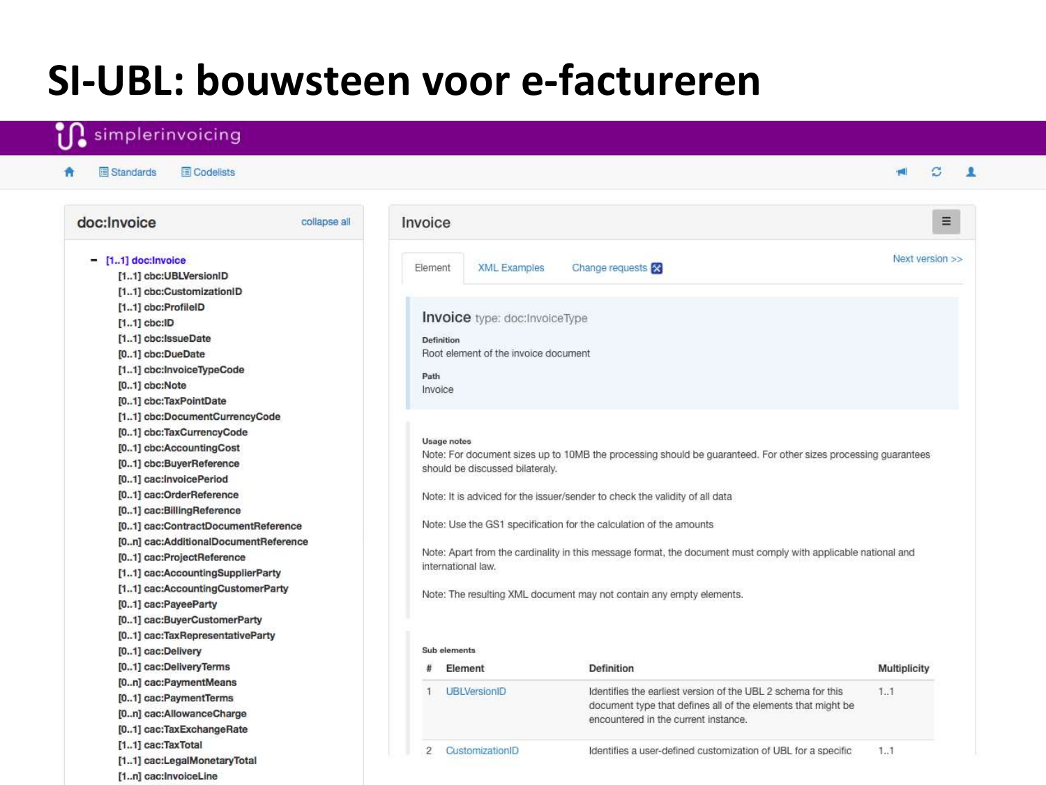# SI-UBL: bouwsteen voor e-factureren

simplerinvoicing

Standards | Codelists

## doc:Invoice

collapse all

- [1..1] doc:Invoice
  - [1..1] cbc:UBLVersionID
  - [1..1] cbc:CustomizationID
  - [1..1] cbc:ProfileID
  - [1..1] cbc:ID
  - [1..1] cbc:IssueDate
  - [0..1] cbc:DueDate
  - [1..1] cbc:InvoiceTypeCode
  - [0..1] cbc:Note
  - [0..1] cbc:TaxPointDate
  - [1..1] cbc:DocumentCurrencyCode
  - [0..1] cbc:TaxCurrencyCode
  - [0..1] cbc:AccountingCost
  - [0..1] cbc:BuyerReference
  - [0..1] cac:InvoicePeriod
  - [0..1] cac:OrderReference
  - [0..1] cac:BillingReference
  - [0..1] cac:ContractDocumentReference
  - [0..n] cac:AdditionalDocumentReference
  - [0..1] cac:ProjectReference
  - [1..1] cac:AccountingSupplierParty
  - [1..1] cac:AccountingCustomerParty
  - [0..1] cac:PayeeParty
  - [0..1] cac:BuyerCustomerParty
  - [0..1] cac:TaxRepresentativeParty
  - [0..1] cac:Delivery
  - [0..1] cac:DeliveryTerms
  - [0..n] cac:PaymentMeans
  - [0..1] cac:PaymentTerms
  - [0..n] cac:AllowanceCharge
  - [0..1] cac:TaxExchangeRate
  - [1..1] cac:TaxTotal
  - [1..1] cac:LegalMonetaryTotal
  - [1..n] cac:InvoiceLine

## Invoice

Element | XML Examples | Change requests

Next version >>

**Invoice** type: doc:InvoiceType

**Definition**
Root element of the invoice document

**Path**
Invoice

**Usage notes**

Note: For document sizes up to 10MB the processing should be guaranteed. For other sizes processing guarantees should be discussed bilateraly.

Note: It is adviced for the issuer/sender to check the validity of all data

Note: Use the GS1 specification for the calculation of the amounts

Note: Apart from the cardinality in this message format, the document must comply with applicable national and international law.

Note: The resulting XML document may not contain any empty elements.

**Sub elements**

| # | Element | Definition | Multiplicity |
|---|---|---|---|
| 1 | UBLVersionID | Identifies the earliest version of the UBL 2 schema for this document type that defines all of the elements that might be encountered in the current instance. | 1..1 |
| 2 | CustomizationID | Identifies a user-defined customization of UBL for a specific | 1..1 |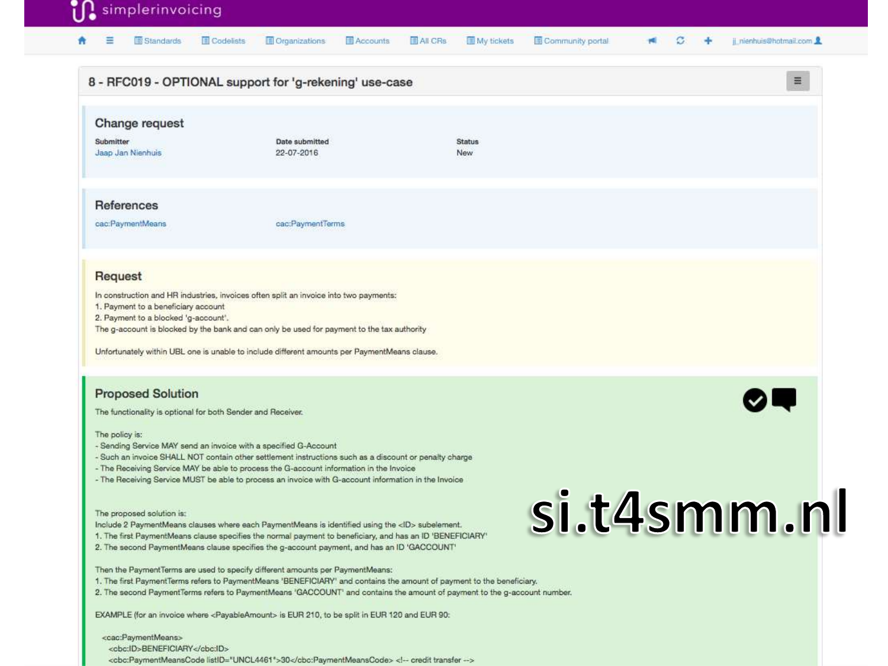simplerinvoicing

Standards | Codelists | Organizations | Accounts | All CRs | My tickets | Community portal | jj_nienhuis@hotmail.com

# 8 - RFC019 - OPTIONAL support for 'g-rekening' use-case

## Change request

| Submitter | Date submitted | Status |
| --- | --- | --- |
| Jaap Jan Nienhuis | 22-07-2016 | New |

## References

cac:PaymentMeans    cac:PaymentTerms

## Request

In construction and HR industries, invoices often split an invoice into two payments:
1. Payment to a beneficiary account
2. Payment to a blocked 'g-account'.
The g-account is blocked by the bank and can only be used for payment to the tax authority

Unfortunately within UBL one is unable to include different amounts per PaymentMeans clause.

## Proposed Solution

The functionality is optional for both Sender and Receiver.

The policy is:
- Sending Service MAY send an invoice with a specified G-Account
- Such an invoice SHALL NOT contain other settlement instructions such as a discount or penalty charge
- The Receiving Service MAY be able to process the G-account information in the Invoice
- The Receiving Service MUST be able to process an invoice with G-account information in the Invoice

The proposed solution is:
Include 2 PaymentMeans clauses where each PaymentMeans is identified using the <ID> subelement.
1. The first PaymentMeans clause specifies the normal payment to beneficiary, and has an ID 'BENEFICIARY'
2. The second PaymentMeans clause specifies the g-account payment, and has an ID 'GACCOUNT'

Then the PaymentTerms are used to specify different amounts per PaymentMeans:
1. The first PaymentTerms refers to PaymentMeans 'BENEFICIARY' and contains the amount of payment to the beneficiary.
2. The second PaymentTerms refers to PaymentMeans 'GACCOUNT' and contains the amount of payment to the g-account number.

EXAMPLE (for an invoice where <PayableAmount> is EUR 210, to be split in EUR 120 and EUR 90:

```
<cac:PaymentMeans>
  <cbc:ID>BENEFICIARY</cbc:ID>
  <cbc:PaymentMeansCode listID="UNCL4461">30</cbc:PaymentMeansCode> <!-- credit transfer -->
```

si.t4smm.nl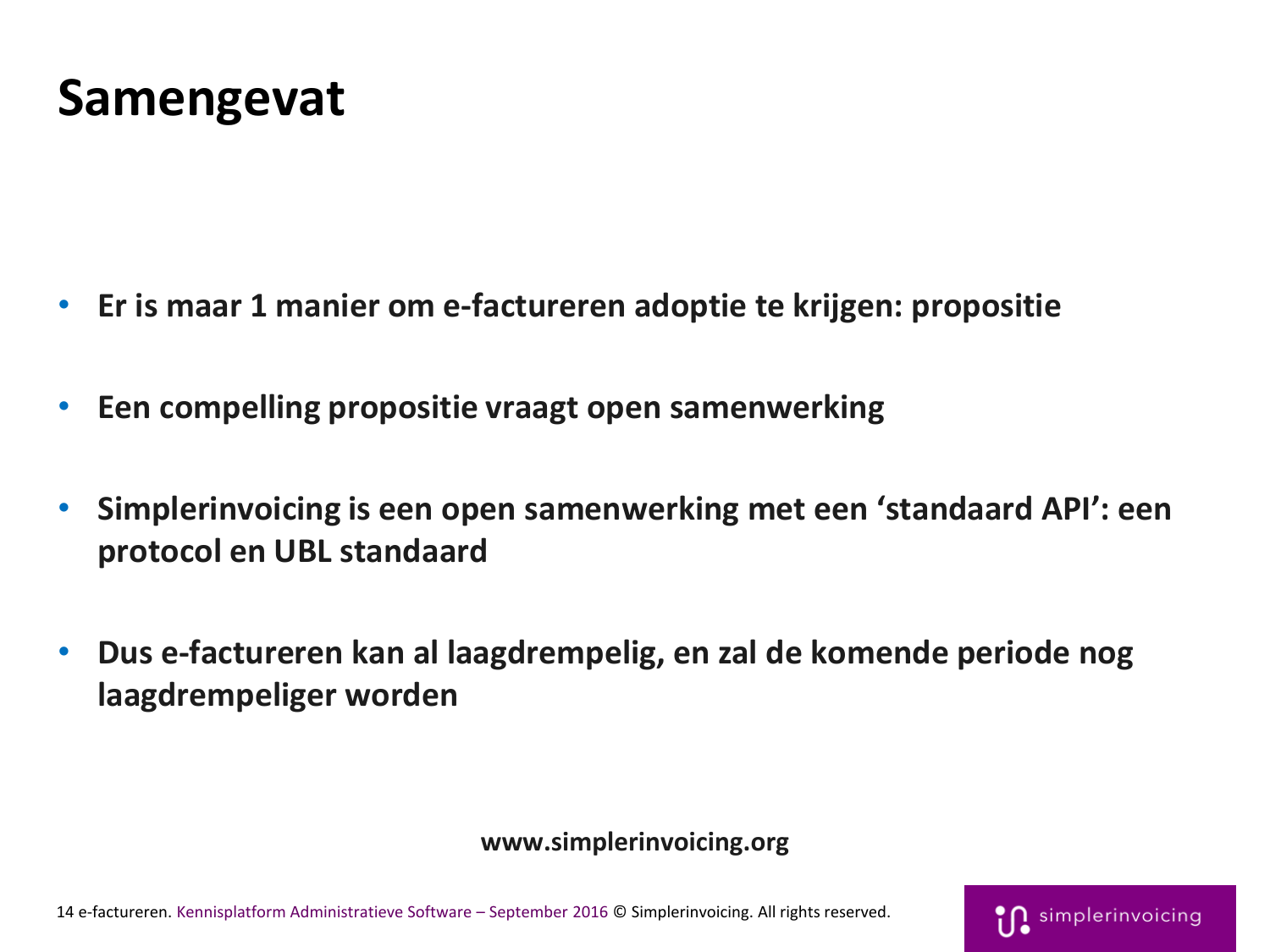# Samengevat

- **Er is maar 1 manier om e-factureren adoptie te krijgen: propositie**
- **Een compelling propositie vraagt open samenwerking**
- **Simplerinvoicing is een open samenwerking met een 'standaard API': een protocol en UBL standaard**
- **Dus e-factureren kan al laagdrempelig, en zal de komende periode nog laagdrempeliger worden**

**www.simplerinvoicing.org**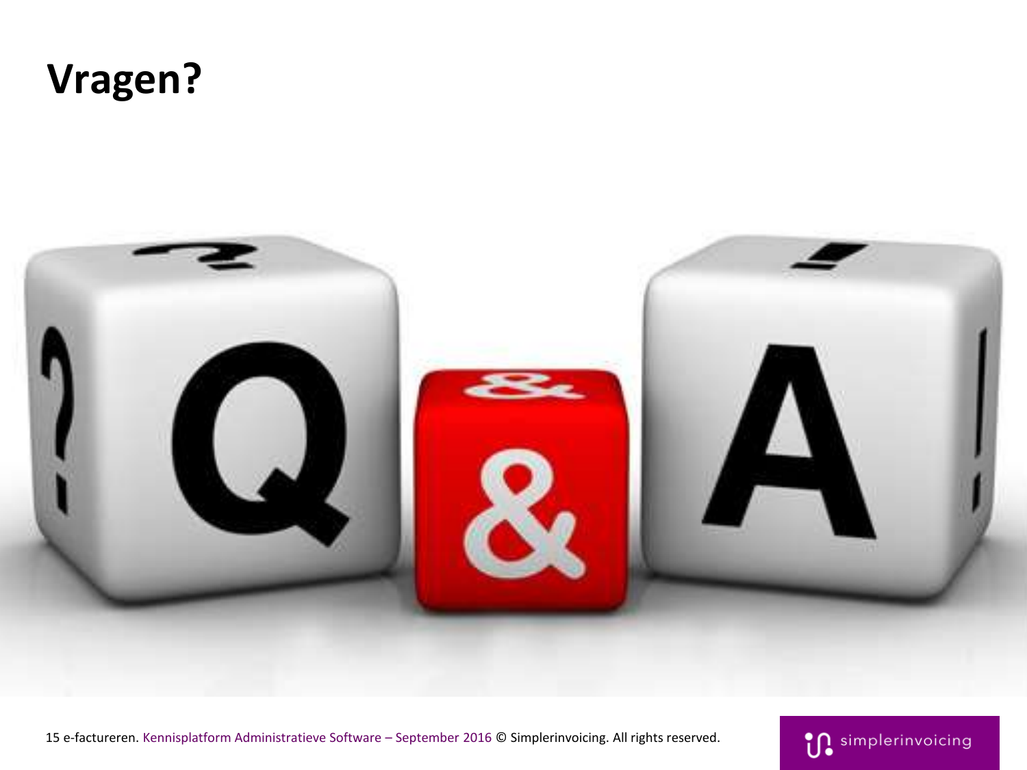# Vragen?